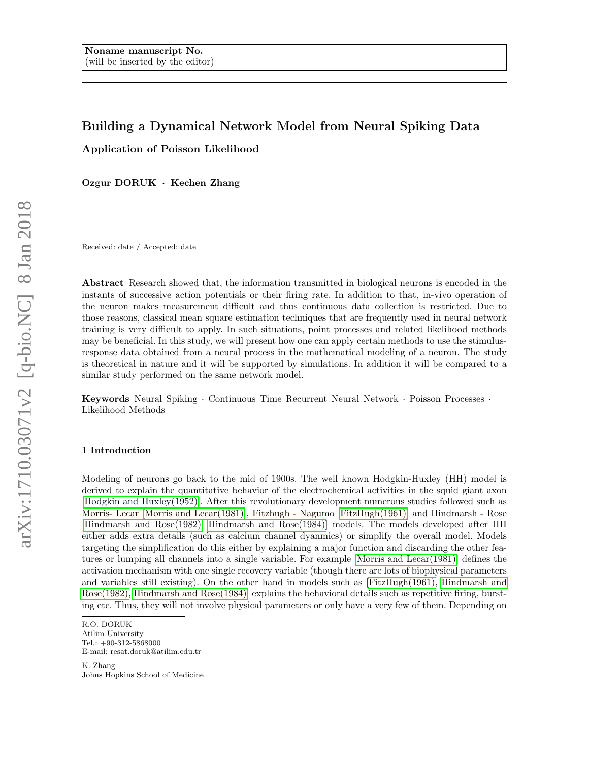Noname manuscript No.
(will be inserted by the editor)

# Building a Dynamical Network Model from Neural Spiking Data

### Application of Poisson Likelihood

**Ozgur DORUK · Kechen Zhang**

Received: date / Accepted: date

**Abstract** Research showed that, the information transmitted in biological neurons is encoded in the instants of successive action potentials or their firing rate. In addition to that, in-vivo operation of the neuron makes measurement difficult and thus continuous data collection is restricted. Due to those reasons, classical mean square estimation techniques that are frequently used in neural network training is very difficult to apply. In such situations, point processes and related likelihood methods may be beneficial. In this study, we will present how one can apply certain methods to use the stimulus-response data obtained from a neural process in the mathematical modeling of a neuron. The study is theoretical in nature and it will be supported by simulations. In addition it will be compared to a similar study performed on the same network model.

**Keywords** Neural Spiking · Continuous Time Recurrent Neural Network · Poisson Processes · Likelihood Methods

## 1 Introduction

Modeling of neurons go back to the mid of 1900s. The well known Hodgkin-Huxley (HH) model is derived to explain the quantitative behavior of the electrochemical activities in the squid giant axon [Hodgkin and Huxley(1952)]. After this revolutionary development numerous studies followed such as Morris- Lecar [Morris and Lecar(1981)], Fitzhugh - Nagumo [FitzHugh(1961)] and Hindmarsh - Rose [Hindmarsh and Rose(1982), Hindmarsh and Rose(1984)] models. The models developed after HH either adds extra details (such as calcium channel dyanmics) or simplify the overall model. Models targeting the simplification do this either by explaining a major function and discarding the other features or lumping all channels into a single variable. For example [Morris and Lecar(1981)] defines the activation mechanism with one single recovery variable (though there are lots of biophysical parameters and variables still existing). On the other hand in models such as [FitzHugh(1961), Hindmarsh and Rose(1982), Hindmarsh and Rose(1984)] explains the behavioral details such as repetitive firing, bursting etc. Thus, they will not involve physical parameters or only have a very few of them. Depending on

R.O. DORUK
Atilim University
Tel.: +90-312-5868000
E-mail: resat.doruk@atilim.edu.tr

K. Zhang
Johns Hopkins School of Medicine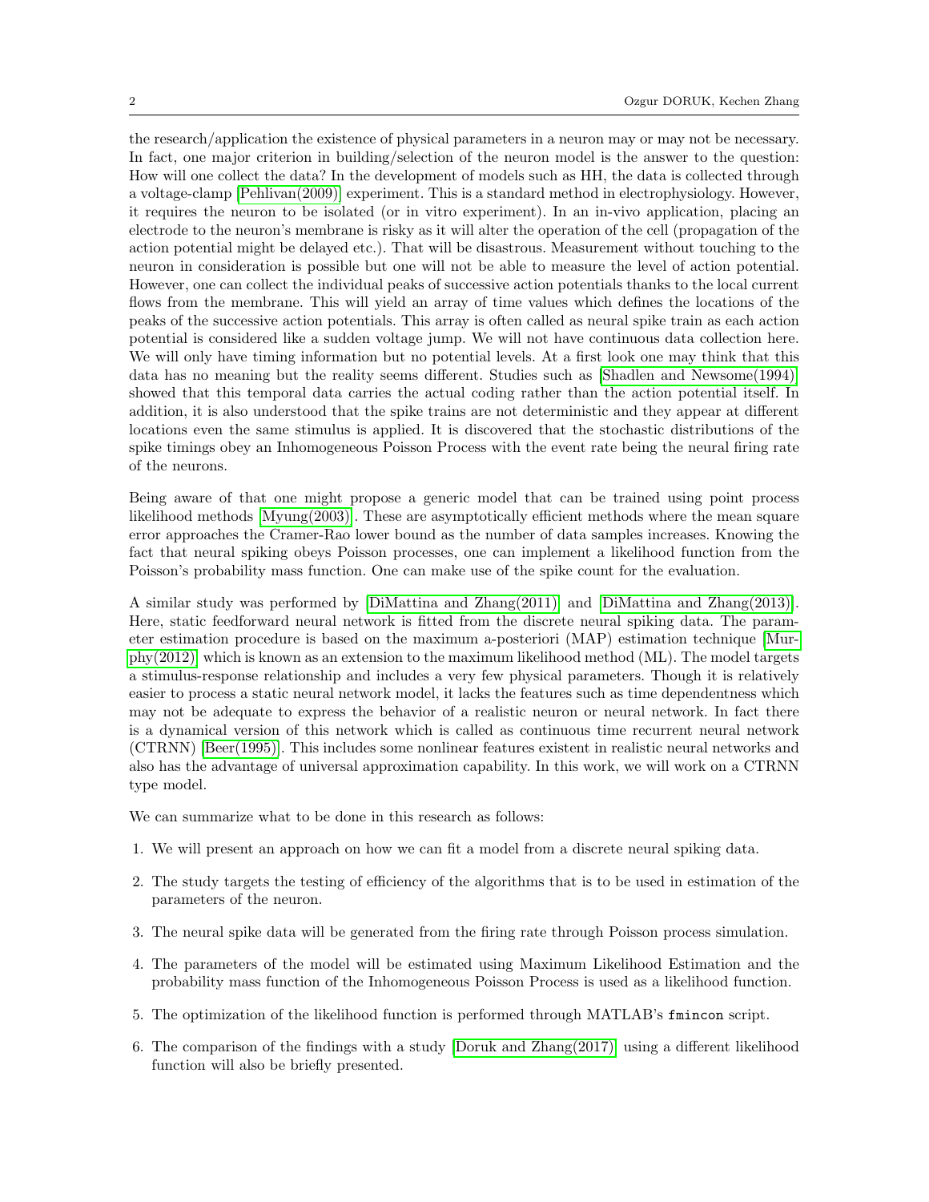the research/application the existence of physical parameters in a neuron may or may not be necessary. In fact, one major criterion in building/selection of the neuron model is the answer to the question: How will one collect the data? In the development of models such as HH, the data is collected through a voltage-clamp [Pehlivan(2009)] experiment. This is a standard method in electrophysiology. However, it requires the neuron to be isolated (or in vitro experiment). In an in-vivo application, placing an electrode to the neuron's membrane is risky as it will alter the operation of the cell (propagation of the action potential might be delayed etc.). That will be disastrous. Measurement without touching to the neuron in consideration is possible but one will not be able to measure the level of action potential. However, one can collect the individual peaks of successive action potentials thanks to the local current flows from the membrane. This will yield an array of time values which defines the locations of the peaks of the successive action potentials. This array is often called as neural spike train as each action potential is considered like a sudden voltage jump. We will not have continuous data collection here. We will only have timing information but no potential levels. At a first look one may think that this data has no meaning but the reality seems different. Studies such as [Shadlen and Newsome(1994)] showed that this temporal data carries the actual coding rather than the action potential itself. In addition, it is also understood that the spike trains are not deterministic and they appear at different locations even the same stimulus is applied. It is discovered that the stochastic distributions of the spike timings obey an Inhomogeneous Poisson Process with the event rate being the neural firing rate of the neurons.

Being aware of that one might propose a generic model that can be trained using point process likelihood methods [Myung(2003)]. These are asymptotically efficient methods where the mean square error approaches the Cramer-Rao lower bound as the number of data samples increases. Knowing the fact that neural spiking obeys Poisson processes, one can implement a likelihood function from the Poisson's probability mass function. One can make use of the spike count for the evaluation.

A similar study was performed by [DiMattina and Zhang(2011)] and [DiMattina and Zhang(2013)]. Here, static feedforward neural network is fitted from the discrete neural spiking data. The parameter estimation procedure is based on the maximum a-posteriori (MAP) estimation technique [Murphy(2012)] which is known as an extension to the maximum likelihood method (ML). The model targets a stimulus-response relationship and includes a very few physical parameters. Though it is relatively easier to process a static neural network model, it lacks the features such as time dependentness which may not be adequate to express the behavior of a realistic neuron or neural network. In fact there is a dynamical version of this network which is called as continuous time recurrent neural network (CTRNN) [Beer(1995)]. This includes some nonlinear features existent in realistic neural networks and also has the advantage of universal approximation capability. In this work, we will work on a CTRNN type model.

We can summarize what to be done in this research as follows:

1. We will present an approach on how we can fit a model from a discrete neural spiking data.
2. The study targets the testing of efficiency of the algorithms that is to be used in estimation of the parameters of the neuron.
3. The neural spike data will be generated from the firing rate through Poisson process simulation.
4. The parameters of the model will be estimated using Maximum Likelihood Estimation and the probability mass function of the Inhomogeneous Poisson Process is used as a likelihood function.
5. The optimization of the likelihood function is performed through MATLAB's `fmincon` script.
6. The comparison of the findings with a study [Doruk and Zhang(2017)] using a different likelihood function will also be briefly presented.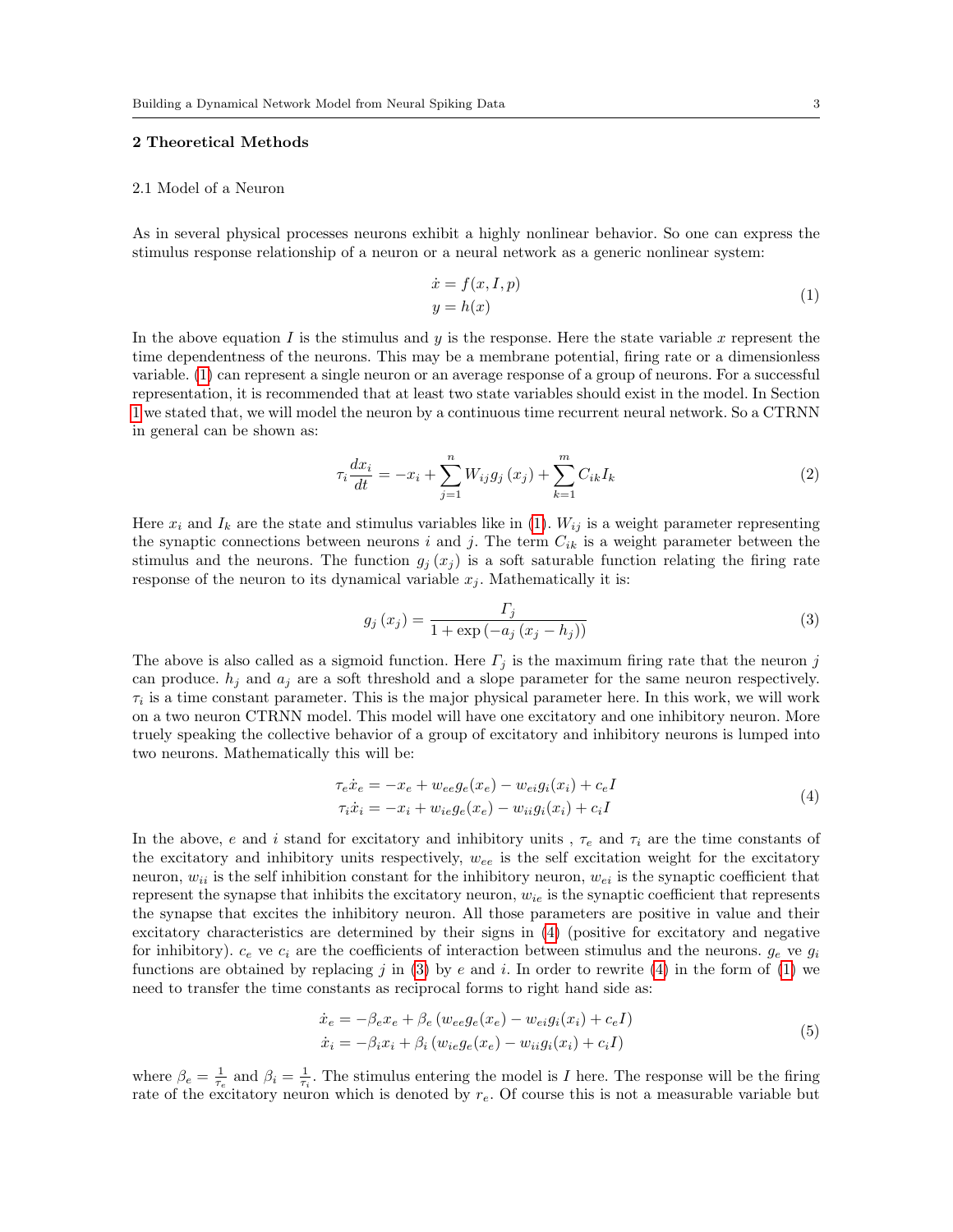## 2 Theoretical Methods

### 2.1 Model of a Neuron

As in several physical processes neurons exhibit a highly nonlinear behavior. So one can express the stimulus response relationship of a neuron or a neural network as a generic nonlinear system:

$$\begin{aligned} \dot{x} &= f(x, I, p) \\ y &= h(x) \end{aligned} \tag{1}$$

In the above equation $I$ is the stimulus and $y$ is the response. Here the state variable $x$ represent the time dependentness of the neurons. This may be a membrane potential, firing rate or a dimensionless variable. (1) can represent a single neuron or an average response of a group of neurons. For a successful representation, it is recommended that at least two state variables should exist in the model. In Section 1 we stated that, we will model the neuron by a continuous time recurrent neural network. So a CTRNN in general can be shown as:

$$\tau_i \frac{dx_i}{dt} = -x_i + \sum_{j=1}^{n} W_{ij} g_j(x_j) + \sum_{k=1}^{m} C_{ik} I_k \tag{2}$$

Here $x_i$ and $I_k$ are the state and stimulus variables like in (1). $W_{ij}$ is a weight parameter representing the synaptic connections between neurons $i$ and $j$. The term $C_{ik}$ is a weight parameter between the stimulus and the neurons. The function $g_j(x_j)$ is a soft saturable function relating the firing rate response of the neuron to its dynamical variable $x_j$. Mathematically it is:

$$g_j(x_j) = \frac{\Gamma_j}{1 + \exp(-a_j(x_j - h_j))} \tag{3}$$

The above is also called as a sigmoid function. Here $\Gamma_j$ is the maximum firing rate that the neuron $j$ can produce. $h_j$ and $a_j$ are a soft threshold and a slope parameter for the same neuron respectively. $\tau_i$ is a time constant parameter. This is the major physical parameter here. In this work, we will work on a two neuron CTRNN model. This model will have one excitatory and one inhibitory neuron. More truely speaking the collective behavior of a group of excitatory and inhibitory neurons is lumped into two neurons. Mathematically this will be:

$$\begin{aligned} \tau_e \dot{x}_e &= -x_e + w_{ee} g_e(x_e) - w_{ei} g_i(x_i) + c_e I \\ \tau_i \dot{x}_i &= -x_i + w_{ie} g_e(x_e) - w_{ii} g_i(x_i) + c_i I \end{aligned} \tag{4}$$

In the above, $e$ and $i$ stand for excitatory and inhibitory units , $\tau_e$ and $\tau_i$ are the time constants of the excitatory and inhibitory units respectively, $w_{ee}$ is the self excitation weight for the excitatory neuron, $w_{ii}$ is the self inhibition constant for the inhibitory neuron, $w_{ei}$ is the synaptic coefficient that represent the synapse that inhibits the excitatory neuron, $w_{ie}$ is the synaptic coefficient that represents the synapse that excites the inhibitory neuron. All those parameters are positive in value and their excitatory characteristics are determined by their signs in (4) (positive for excitatory and negative for inhibitory). $c_e$ ve $c_i$ are the coefficients of interaction between stimulus and the neurons. $g_e$ ve $g_i$ functions are obtained by replacing $j$ in (3) by $e$ and $i$. In order to rewrite (4) in the form of (1) we need to transfer the time constants as reciprocal forms to right hand side as:

$$\begin{aligned} \dot{x}_e &= -\beta_e x_e + \beta_e (w_{ee} g_e(x_e) - w_{ei} g_i(x_i) + c_e I) \\ \dot{x}_i &= -\beta_i x_i + \beta_i (w_{ie} g_e(x_e) - w_{ii} g_i(x_i) + c_i I) \end{aligned} \tag{5}$$

where $\beta_e = \frac{1}{\tau_e}$ and $\beta_i = \frac{1}{\tau_i}$. The stimulus entering the model is $I$ here. The response will be the firing rate of the excitatory neuron which is denoted by $r_e$. Of course this is not a measurable variable but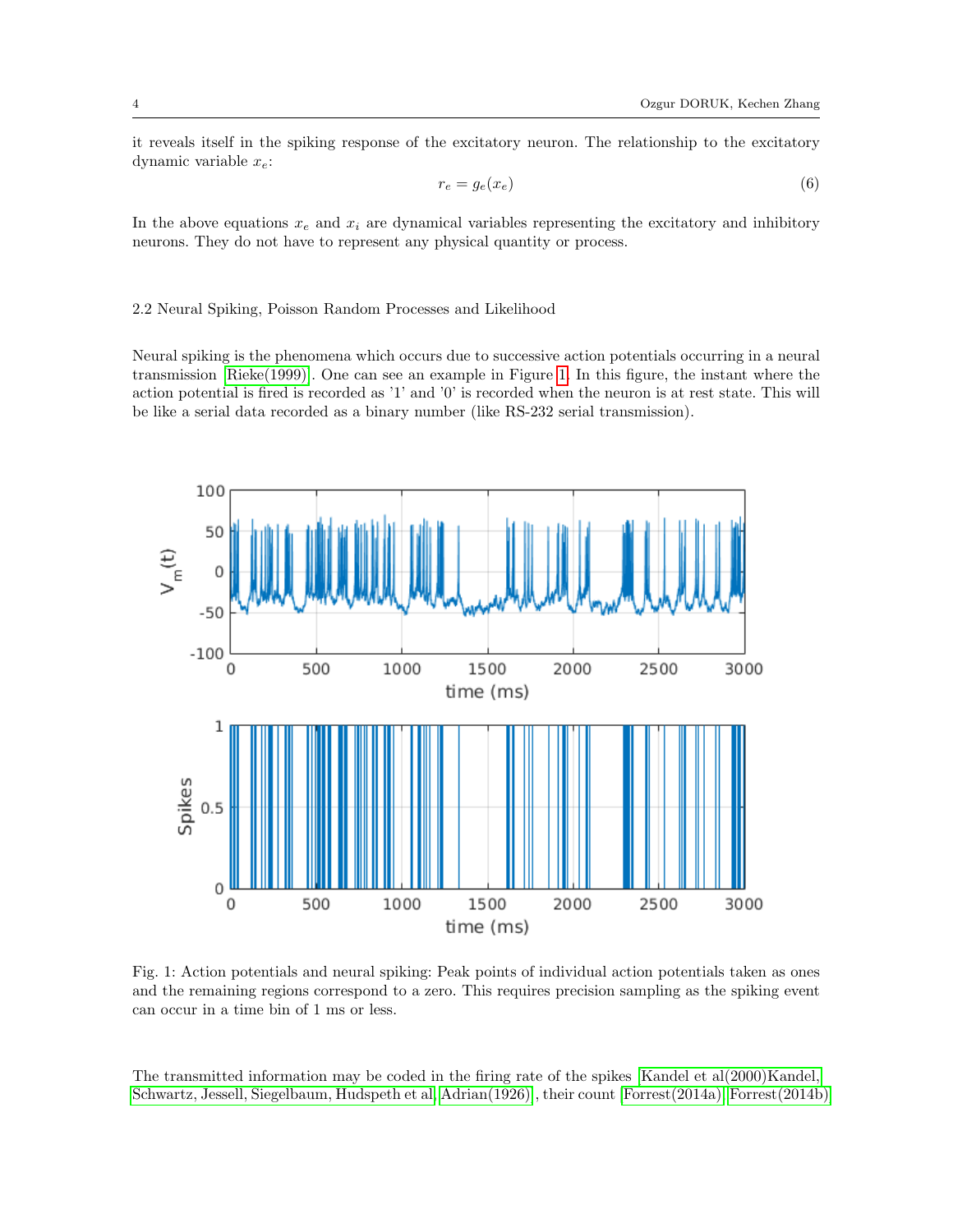it reveals itself in the spiking response of the excitatory neuron. The relationship to the excitatory dynamic variable $x_e$:

$$r_e = g_e(x_e) \tag{6}$$

In the above equations $x_e$ and $x_i$ are dynamical variables representing the excitatory and inhibitory neurons. They do not have to represent any physical quantity or process.

### 2.2 Neural Spiking, Poisson Random Processes and Likelihood

Neural spiking is the phenomena which occurs due to successive action potentials occurring in a neural transmission [Rieke(1999)]. One can see an example in Figure 1. In this figure, the instant where the action potential is fired is recorded as '1' and '0' is recorded when the neuron is at rest state. This will be like a serial data recorded as a binary number (like RS-232 serial transmission).

Fig. 1: Action potentials and neural spiking: Peak points of individual action potentials taken as ones and the remaining regions correspond to a zero. This requires precision sampling as the spiking event can occur in a time bin of 1 ms or less.

The transmitted information may be coded in the firing rate of the spikes [Kandel et al(2000)Kandel, Schwartz, Jessell, Siegelbaum, Hudspeth et al, Adrian(1926)], their count [Forrest(2014a), Forrest(2014b)]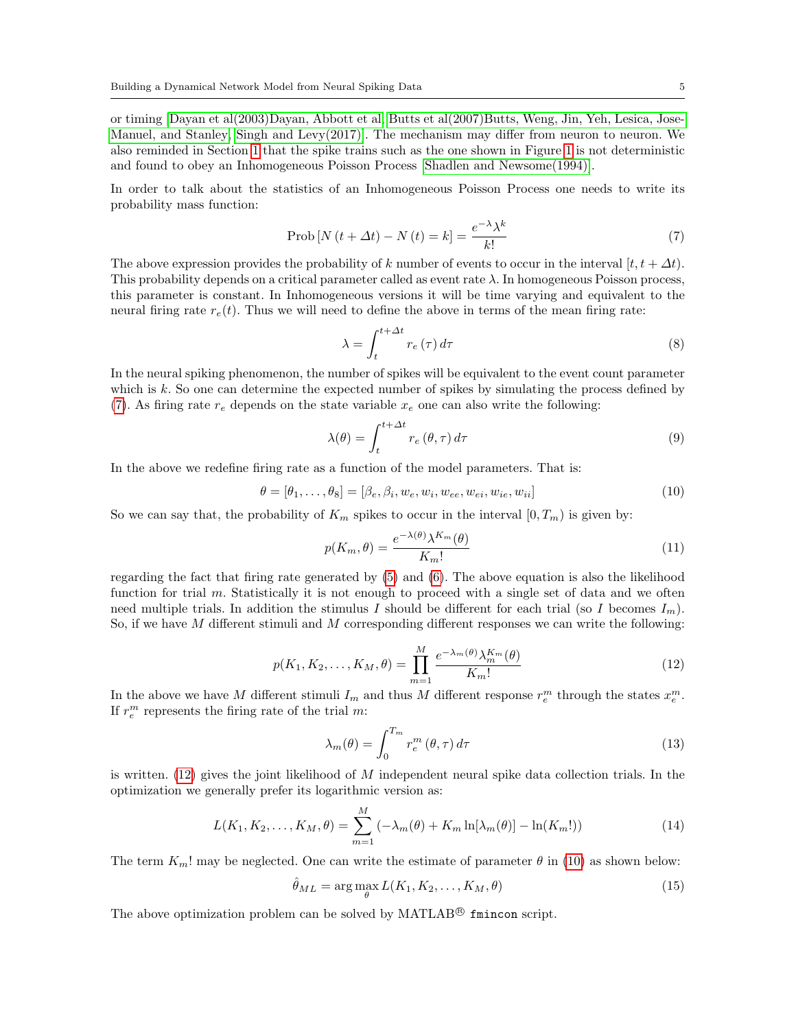or timing [Dayan et al(2003)Dayan, Abbott et al, Butts et al(2007)Butts, Weng, Jin, Yeh, Lesica, Jose-Manuel, and Stanley, Singh and Levy(2017)]. The mechanism may differ from neuron to neuron. We also reminded in Section 1 that the spike trains such as the one shown in Figure 1 is not deterministic and found to obey an Inhomogeneous Poisson Process [Shadlen and Newsome(1994)].

In order to talk about the statistics of an Inhomogeneous Poisson Process one needs to write its probability mass function:

$$\text{Prob}\left[N\left(t+\Delta t\right)-N\left(t\right)=k\right]=\frac{e^{-\lambda}\lambda^{k}}{k!} \tag{7}$$

The above expression provides the probability of $k$ number of events to occur in the interval $[t, t+\Delta t)$. This probability depends on a critical parameter called as event rate $\lambda$. In homogeneous Poisson process, this parameter is constant. In Inhomogeneous versions it will be time varying and equivalent to the neural firing rate $r_e(t)$. Thus we will need to define the above in terms of the mean firing rate:

$$\lambda=\int_{t}^{t+\Delta t} r_e\left(\tau\right)d\tau \tag{8}$$

In the neural spiking phenomenon, the number of spikes will be equivalent to the event count parameter which is $k$. So one can determine the expected number of spikes by simulating the process defined by (7). As firing rate $r_e$ depends on the state variable $x_e$ one can also write the following:

$$\lambda(\theta)=\int_{t}^{t+\Delta t} r_e\left(\theta,\tau\right)d\tau \tag{9}$$

In the above we redefine firing rate as a function of the model parameters. That is:

$$\theta=[\theta_1,\ldots,\theta_8]=[\beta_e,\beta_i,w_e,w_i,w_{ee},w_{ei},w_{ie},w_{ii}] \tag{10}$$

So we can say that, the probability of $K_m$ spikes to occur in the interval $[0, T_m)$ is given by:

$$p(K_m,\theta)=\frac{e^{-\lambda(\theta)}\lambda^{K_m}(\theta)}{K_m!} \tag{11}$$

regarding the fact that firing rate generated by (5) and (6). The above equation is also the likelihood function for trial $m$. Statistically it is not enough to proceed with a single set of data and we often need multiple trials. In addition the stimulus $I$ should be different for each trial (so $I$ becomes $I_m$). So, if we have $M$ different stimuli and $M$ corresponding different responses we can write the following:

$$p(K_1,K_2,\ldots,K_M,\theta)=\prod_{m=1}^{M}\frac{e^{-\lambda_m(\theta)}\lambda_m^{K_m}(\theta)}{K_m!} \tag{12}$$

In the above we have $M$ different stimuli $I_m$ and thus $M$ different response $r_e^m$ through the states $x_e^m$. If $r_e^m$ represents the firing rate of the trial $m$:

$$\lambda_m(\theta)=\int_{0}^{T_m} r_e^m\left(\theta,\tau\right)d\tau \tag{13}$$

is written. (12) gives the joint likelihood of $M$ independent neural spike data collection trials. In the optimization we generally prefer its logarithmic version as:

$$L(K_1,K_2,\ldots,K_M,\theta)=\sum_{m=1}^{M}\left(-\lambda_m(\theta)+K_m\ln[\lambda_m(\theta)]-\ln(K_m!)\right) \tag{14}$$

The term $K_m!$ may be neglected. One can write the estimate of parameter $\theta$ in (10) as shown below:

$$\hat{\theta}_{ML}=\arg\max_{\theta} L(K_1,K_2,\ldots,K_M,\theta) \tag{15}$$

The above optimization problem can be solved by MATLAB® `fmincon` script.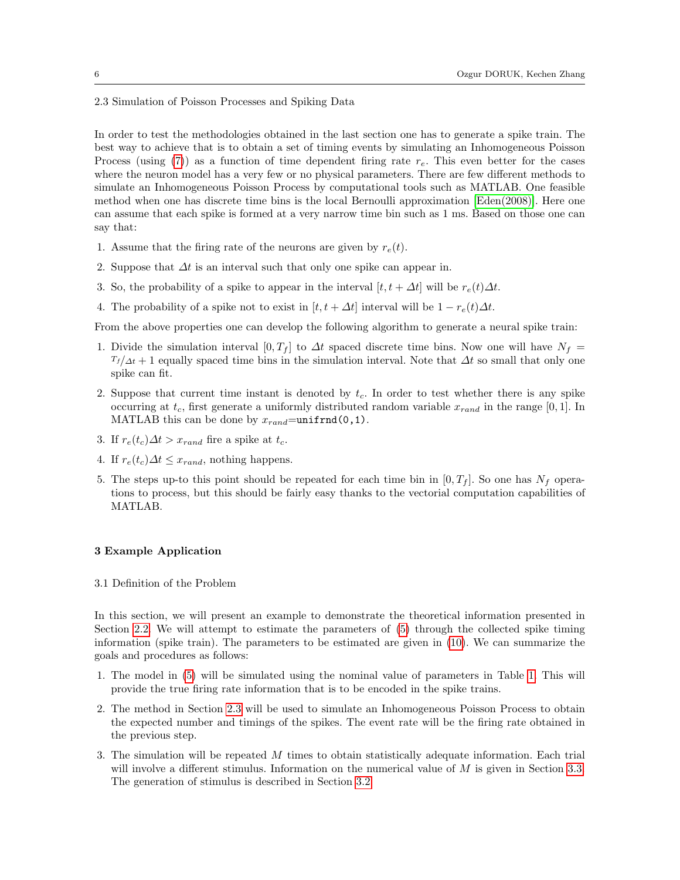### 2.3 Simulation of Poisson Processes and Spiking Data

In order to test the methodologies obtained in the last section one has to generate a spike train. The best way to achieve that is to obtain a set of timing events by simulating an Inhomogeneous Poisson Process (using (7)) as a function of time dependent firing rate $r_e$. This even better for the cases where the neuron model has a very few or no physical parameters. There are few different methods to simulate an Inhomogeneous Poisson Process by computational tools such as MATLAB. One feasible method when one has discrete time bins is the local Bernoulli approximation [Eden(2008)]. Here one can assume that each spike is formed at a very narrow time bin such as 1 ms. Based on those one can say that:

1. Assume that the firing rate of the neurons are given by $r_e(t)$.
2. Suppose that $\Delta t$ is an interval such that only one spike can appear in.
3. So, the probability of a spike to appear in the interval $[t, t + \Delta t]$ will be $r_e(t)\Delta t$.
4. The probability of a spike not to exist in $[t, t + \Delta t]$ interval will be $1 - r_e(t)\Delta t$.

From the above properties one can develop the following algorithm to generate a neural spike train:

1. Divide the simulation interval $[0, T_f]$ to $\Delta t$ spaced discrete time bins. Now one will have $N_f = T_f/\Delta t + 1$ equally spaced time bins in the simulation interval. Note that $\Delta t$ so small that only one spike can fit.
2. Suppose that current time instant is denoted by $t_c$. In order to test whether there is any spike occurring at $t_c$, first generate a uniformly distributed random variable $x_{rand}$ in the range $[0, 1]$. In MATLAB this can be done by $x_{rand}$=`unifrnd(0,1)`.
3. If $r_e(t_c)\Delta t > x_{rand}$ fire a spike at $t_c$.
4. If $r_e(t_c)\Delta t \leq x_{rand}$, nothing happens.
5. The steps up-to this point should be repeated for each time bin in $[0, T_f]$. So one has $N_f$ operations to process, but this should be fairly easy thanks to the vectorial computation capabilities of MATLAB.

## 3 Example Application

### 3.1 Definition of the Problem

In this section, we will present an example to demonstrate the theoretical information presented in Section 2.2. We will attempt to estimate the parameters of (5) through the collected spike timing information (spike train). The parameters to be estimated are given in (10). We can summarize the goals and procedures as follows:

1. The model in (5) will be simulated using the nominal value of parameters in Table 1. This will provide the true firing rate information that is to be encoded in the spike trains.
2. The method in Section 2.3 will be used to simulate an Inhomogeneous Poisson Process to obtain the expected number and timings of the spikes. The event rate will be the firing rate obtained in the previous step.
3. The simulation will be repeated $M$ times to obtain statistically adequate information. Each trial will involve a different stimulus. Information on the numerical value of $M$ is given in Section 3.3. The generation of stimulus is described in Section 3.2.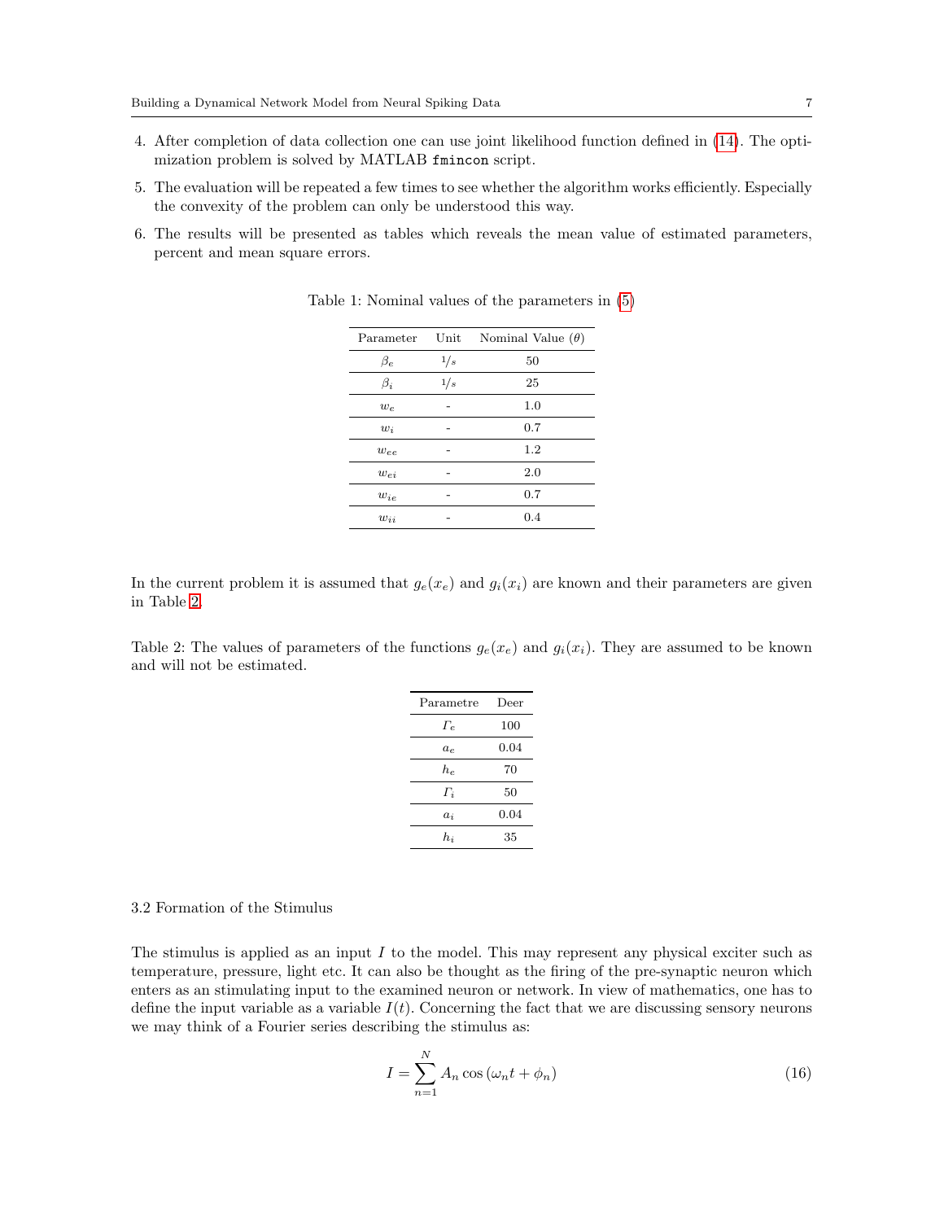4. After completion of data collection one can use joint likelihood function defined in (14). The optimization problem is solved by MATLAB `fmincon` script.
5. The evaluation will be repeated a few times to see whether the algorithm works efficiently. Especially the convexity of the problem can only be understood this way.
6. The results will be presented as tables which reveals the mean value of estimated parameters, percent and mean square errors.

Table 1: Nominal values of the parameters in (5)

| Parameter | Unit | Nominal Value ($\theta$) |
|---|---|---|
| $\beta_e$ | $1/s$ | 50 |
| $\beta_i$ | $1/s$ | 25 |
| $w_e$ | - | 1.0 |
| $w_i$ | - | 0.7 |
| $w_{ee}$ | - | 1.2 |
| $w_{ei}$ | - | 2.0 |
| $w_{ie}$ | - | 0.7 |
| $w_{ii}$ | - | 0.4 |

In the current problem it is assumed that $g_e(x_e)$ and $g_i(x_i)$ are known and their parameters are given in Table 2.

Table 2: The values of parameters of the functions $g_e(x_e)$ and $g_i(x_i)$. They are assumed to be known and will not be estimated.

| Parametre | Deer |
|---|---|
| $\Gamma_e$ | 100 |
| $a_e$ | 0.04 |
| $h_e$ | 70 |
| $\Gamma_i$ | 50 |
| $a_i$ | 0.04 |
| $h_i$ | 35 |

### 3.2 Formation of the Stimulus

The stimulus is applied as an input $I$ to the model. This may represent any physical exciter such as temperature, pressure, light etc. It can also be thought as the firing of the pre-synaptic neuron which enters as an stimulating input to the examined neuron or network. In view of mathematics, one has to define the input variable as a variable $I(t)$. Concerning the fact that we are discussing sensory neurons we may think of a Fourier series describing the stimulus as:

$$I = \sum_{n=1}^{N} A_n \cos(\omega_n t + \phi_n) \tag{16}$$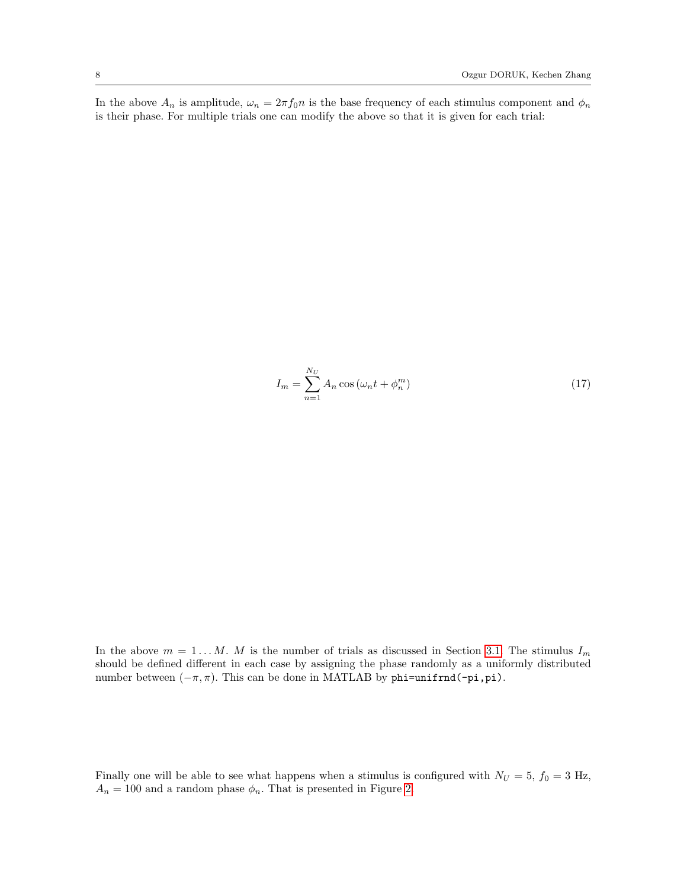In the above $A_n$ is amplitude, $\omega_n = 2\pi f_0 n$ is the base frequency of each stimulus component and $\phi_n$ is their phase. For multiple trials one can modify the above so that it is given for each trial:

$$I_m = \sum_{n=1}^{N_U} A_n \cos\left(\omega_n t + \phi_n^m\right) \tag{17}$$

In the above $m = 1 \ldots M$. $M$ is the number of trials as discussed in Section 3.1. The stimulus $I_m$ should be defined different in each case by assigning the phase randomly as a uniformly distributed number between $(-\pi, \pi)$. This can be done in MATLAB by `phi=unifrnd(-pi,pi)`.

Finally one will be able to see what happens when a stimulus is configured with $N_U = 5$, $f_0 = 3$ Hz, $A_n = 100$ and a random phase $\phi_n$. That is presented in Figure 2.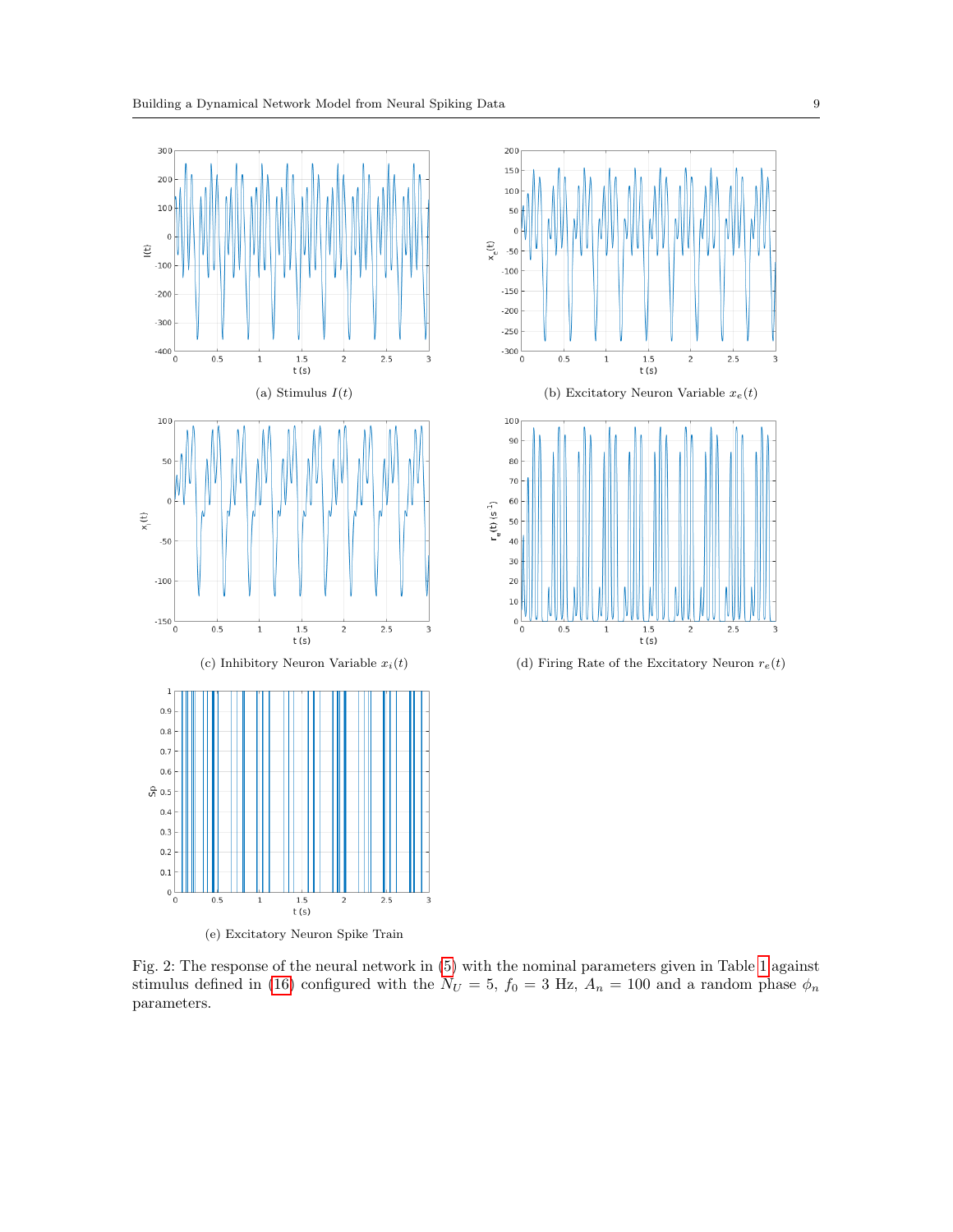(a) Stimulus $I(t)$

(b) Excitatory Neuron Variable $x_e(t)$

(c) Inhibitory Neuron Variable $x_i(t)$

(d) Firing Rate of the Excitatory Neuron $r_e(t)$

(e) Excitatory Neuron Spike Train

Fig. 2: The response of the neural network in (5) with the nominal parameters given in Table 1 against stimulus defined in (16) configured with the $N_U = 5$, $f_0 = 3$ Hz, $A_n = 100$ and a random phase $\phi_n$ parameters.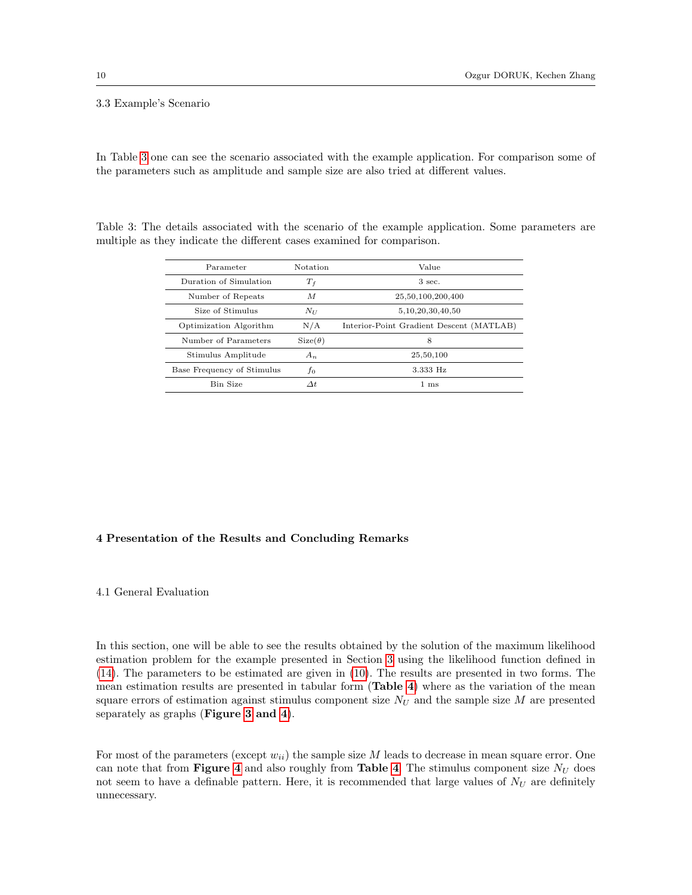### 3.3 Example's Scenario

In Table 3 one can see the scenario associated with the example application. For comparison some of the parameters such as amplitude and sample size are also tried at different values.

Table 3: The details associated with the scenario of the example application. Some parameters are multiple as they indicate the different cases examined for comparison.

| Parameter | Notation | Value |
|---|---|---|
| Duration of Simulation | $T_f$ | 3 sec. |
| Number of Repeats | $M$ | 25,50,100,200,400 |
| Size of Stimulus | $N_U$ | 5,10,20,30,40,50 |
| Optimization Algorithm | N/A | Interior-Point Gradient Descent (MATLAB) |
| Number of Parameters | Size($\theta$) | 8 |
| Stimulus Amplitude | $A_n$ | 25,50,100 |
| Base Frequency of Stimulus | $f_0$ | 3.333 Hz |
| Bin Size | $\Delta t$ | 1 ms |

## 4 Presentation of the Results and Concluding Remarks

### 4.1 General Evaluation

In this section, one will be able to see the results obtained by the solution of the maximum likelihood estimation problem for the example presented in Section 3 using the likelihood function defined in (14). The parameters to be estimated are given in (10). The results are presented in two forms. The mean estimation results are presented in tabular form (**Table 4**) where as the variation of the mean square errors of estimation against stimulus component size $N_U$ and the sample size $M$ are presented separately as graphs (**Figure 3 and 4**).

For most of the parameters (except $w_{ii}$) the sample size $M$ leads to decrease in mean square error. One can note that from **Figure 4** and also roughly from **Table 4**. The stimulus component size $N_U$ does not seem to have a definable pattern. Here, it is recommended that large values of $N_U$ are definitely unnecessary.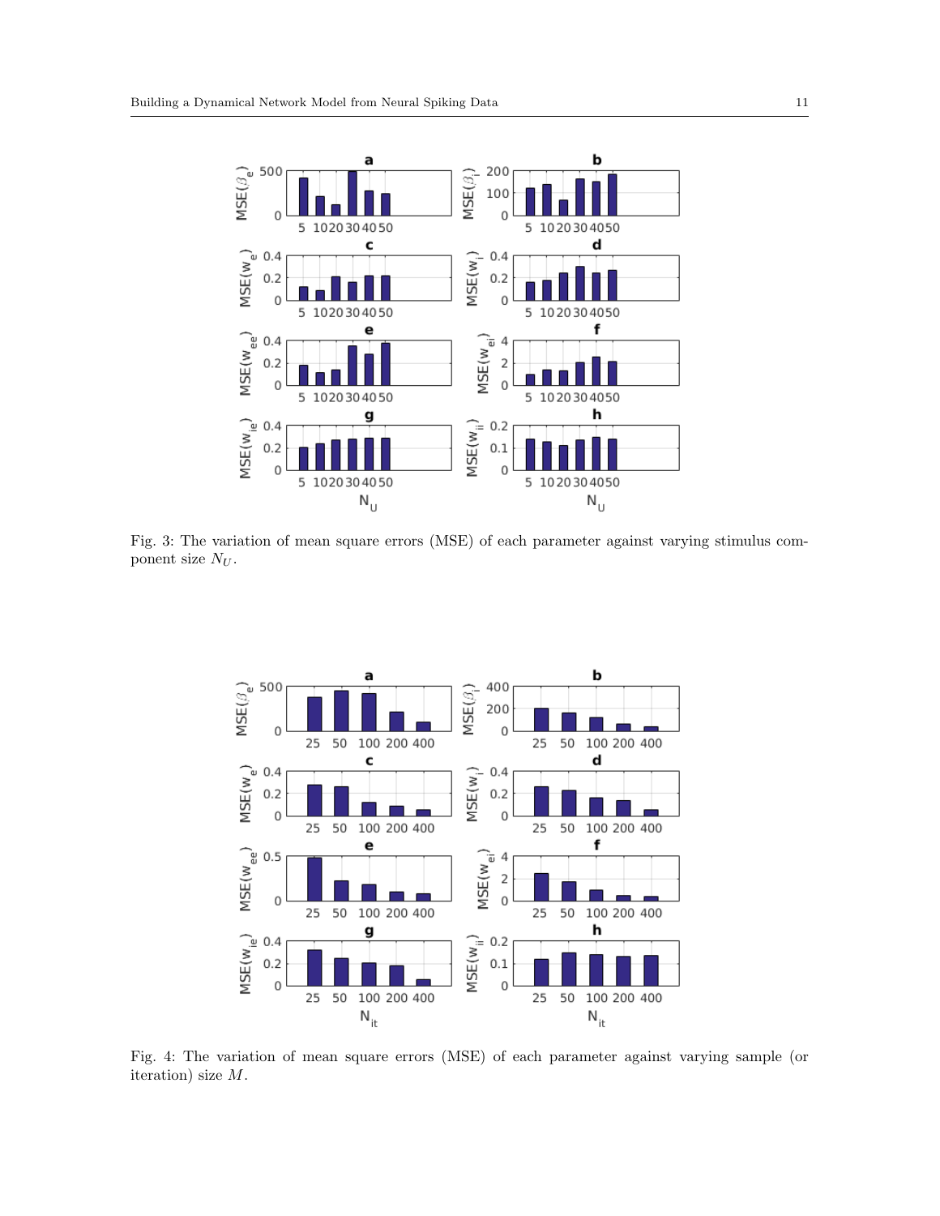Fig. 3: The variation of mean square errors (MSE) of each parameter against varying stimulus component size $N_U$.

Fig. 4: The variation of mean square errors (MSE) of each parameter against varying sample (or iteration) size $M$.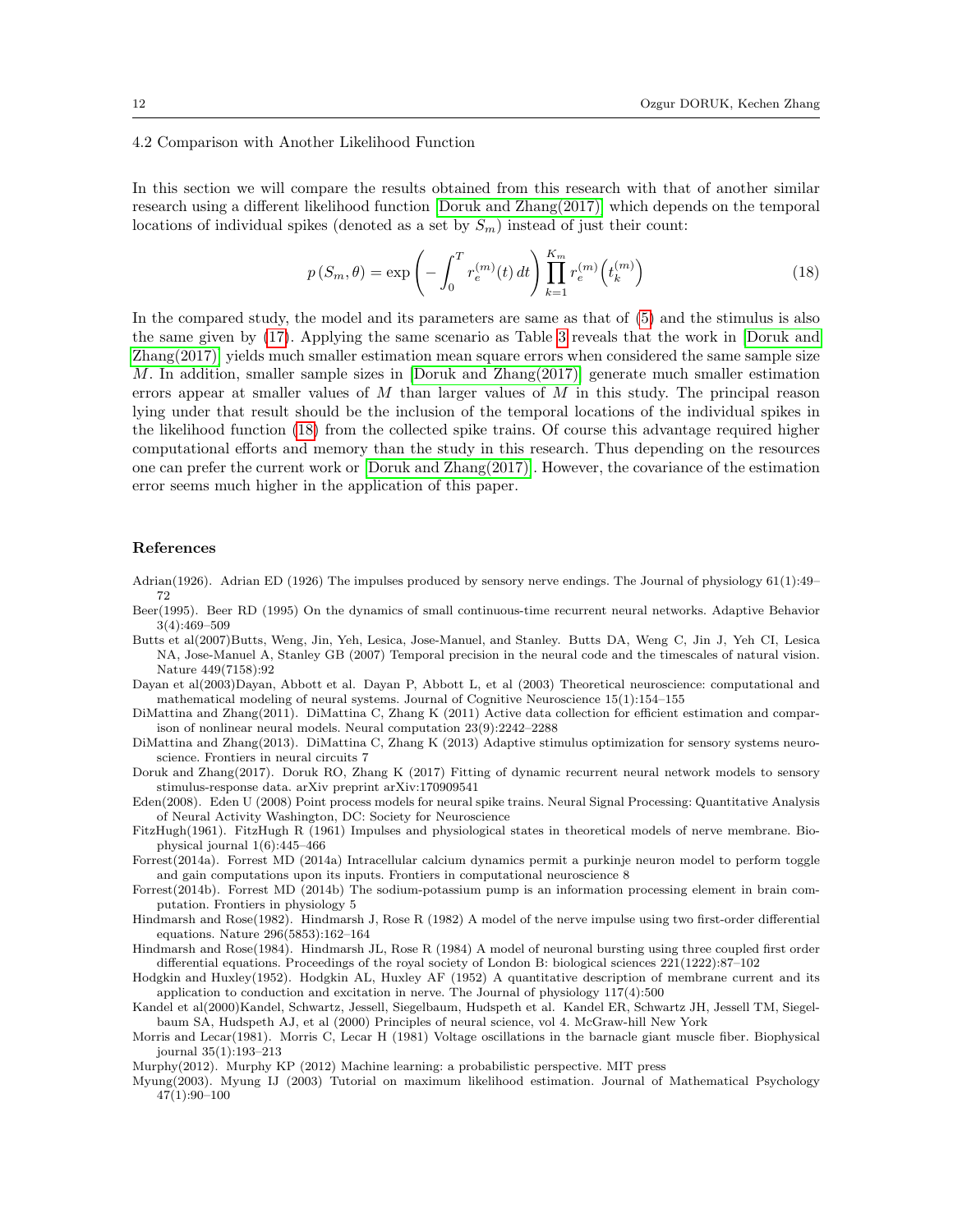### 4.2 Comparison with Another Likelihood Function

In this section we will compare the results obtained from this research with that of another similar research using a different likelihood function [Doruk and Zhang(2017)] which depends on the temporal locations of individual spikes (denoted as a set by $S_m$) instead of just their count:

$$p\left(S_m, \theta\right) = \exp\left(-\int_0^T r_e^{(m)}(t)\, dt\right) \prod_{k=1}^{K_m} r_e^{(m)}\left(t_k^{(m)}\right) \tag{18}$$

In the compared study, the model and its parameters are same as that of (5) and the stimulus is also the same given by (17). Applying the same scenario as Table 3 reveals that the work in [Doruk and Zhang(2017)] yields much smaller estimation mean square errors when considered the same sample size $M$. In addition, smaller sample sizes in [Doruk and Zhang(2017)] generate much smaller estimation errors appear at smaller values of $M$ than larger values of $M$ in this study. The principal reason lying under that result should be the inclusion of the temporal locations of the individual spikes in the likelihood function (18) from the collected spike trains. Of course this advantage required higher computational efforts and memory than the study in this research. Thus depending on the resources one can prefer the current work or [Doruk and Zhang(2017)]. However, the covariance of the estimation error seems much higher in the application of this paper.

## References

Adrian(1926). Adrian ED (1926) The impulses produced by sensory nerve endings. The Journal of physiology 61(1):49–72

Beer(1995). Beer RD (1995) On the dynamics of small continuous-time recurrent neural networks. Adaptive Behavior 3(4):469–509

Butts et al(2007)Butts, Weng, Jin, Yeh, Lesica, Jose-Manuel, and Stanley. Butts DA, Weng C, Jin J, Yeh CI, Lesica NA, Jose-Manuel A, Stanley GB (2007) Temporal precision in the neural code and the timescales of natural vision. Nature 449(7158):92

Dayan et al(2003)Dayan, Abbott et al. Dayan P, Abbott L, et al (2003) Theoretical neuroscience: computational and mathematical modeling of neural systems. Journal of Cognitive Neuroscience 15(1):154–155

DiMattina and Zhang(2011). DiMattina C, Zhang K (2011) Active data collection for efficient estimation and comparison of nonlinear neural models. Neural computation 23(9):2242–2288

DiMattina and Zhang(2013). DiMattina C, Zhang K (2013) Adaptive stimulus optimization for sensory systems neuroscience. Frontiers in neural circuits 7

Doruk and Zhang(2017). Doruk RO, Zhang K (2017) Fitting of dynamic recurrent neural network models to sensory stimulus-response data. arXiv preprint arXiv:170909541

Eden(2008). Eden U (2008) Point process models for neural spike trains. Neural Signal Processing: Quantitative Analysis of Neural Activity Washington, DC: Society for Neuroscience

FitzHugh(1961). FitzHugh R (1961) Impulses and physiological states in theoretical models of nerve membrane. Biophysical journal 1(6):445–466

Forrest(2014a). Forrest MD (2014a) Intracellular calcium dynamics permit a purkinje neuron model to perform toggle and gain computations upon its inputs. Frontiers in computational neuroscience 8

Forrest(2014b). Forrest MD (2014b) The sodium-potassium pump is an information processing element in brain computation. Frontiers in physiology 5

Hindmarsh and Rose(1982). Hindmarsh J, Rose R (1982) A model of the nerve impulse using two first-order differential equations. Nature 296(5853):162–164

Hindmarsh and Rose(1984). Hindmarsh JL, Rose R (1984) A model of neuronal bursting using three coupled first order differential equations. Proceedings of the royal society of London B: biological sciences 221(1222):87–102

Hodgkin and Huxley(1952). Hodgkin AL, Huxley AF (1952) A quantitative description of membrane current and its application to conduction and excitation in nerve. The Journal of physiology 117(4):500

Kandel et al(2000)Kandel, Schwartz, Jessell, Siegelbaum, Hudspeth et al. Kandel ER, Schwartz JH, Jessell TM, Siegelbaum SA, Hudspeth AJ, et al (2000) Principles of neural science, vol 4. McGraw-hill New York

Morris and Lecar(1981). Morris C, Lecar H (1981) Voltage oscillations in the barnacle giant muscle fiber. Biophysical journal 35(1):193–213

Murphy(2012). Murphy KP (2012) Machine learning: a probabilistic perspective. MIT press

Myung(2003). Myung IJ (2003) Tutorial on maximum likelihood estimation. Journal of Mathematical Psychology 47(1):90–100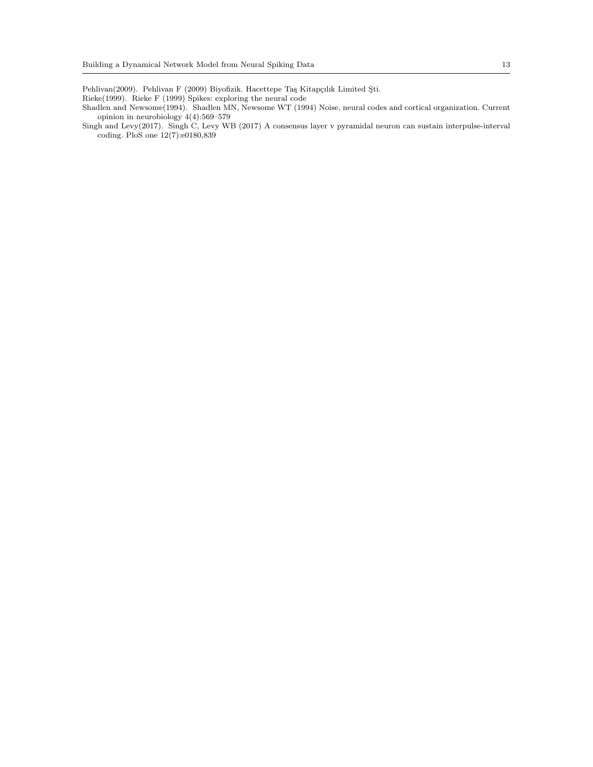Pehlivan(2009). Pehlivan F (2009) Biyofizik. Hacettepe Taş Kitapçılık Limited Şti.

Rieke(1999). Rieke F (1999) Spikes: exploring the neural code

Shadlen and Newsome(1994). Shadlen MN, Newsome WT (1994) Noise, neural codes and cortical organization. Current opinion in neurobiology 4(4):569–579

Singh and Levy(2017). Singh C, Levy WB (2017) A consensus layer v pyramidal neuron can sustain interpulse-interval coding. PloS one 12(7):e0180,839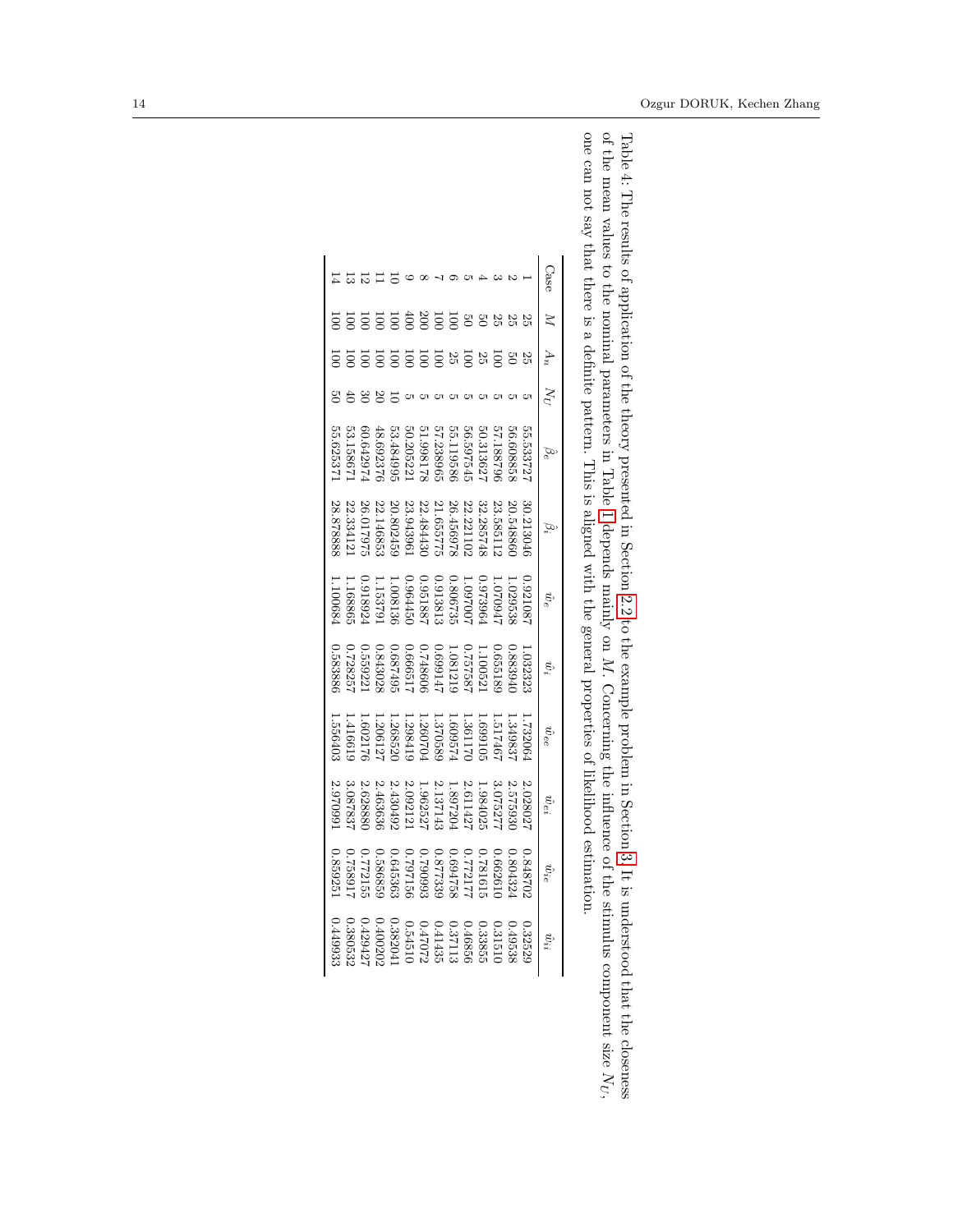Table 4: The results of application of the theory presented in Section 2.2 to the example problem in Section 3. It is understood that the closeness of the mean values to the nominal parameters in Table 1 depends mainly on $M$. Concerning the influence of the stimulus component size $N_U$, one can not say that there is a definite pattern. This is aligned with the general properties of likelihood estimation.

| Case | $M$ | $A_n$ | $N_U$ | $\hat{\beta}_e$ | $\hat{\beta}_i$ | $\hat{w}_e$ | $\hat{w}_i$ | $\hat{w}_{ee}$ | $\hat{w}_{ei}$ | $\hat{w}_{ie}$ | $\hat{w}_{ii}$ |
|---|---|---|---|---|---|---|---|---|---|---|---|
| 1 | 25 | 25 | 5 | 55.533727 | 30.213046 | 0.921087 | 1.032323 | 1.732064 | 2.028027 | 0.848702 | 0.32529 |
| 2 | 25 | 50 | 5 | 56.608858 | 20.548860 | 1.029538 | 0.883940 | 1.349837 | 2.575930 | 0.804324 | 0.49538 |
| 3 | 25 | 100 | 5 | 57.188796 | 23.585112 | 1.070947 | 0.655189 | 1.517467 | 3.075277 | 0.662610 | 0.31510 |
| 4 | 50 | 25 | 5 | 50.313627 | 32.285748 | 0.973964 | 1.100521 | 1.699105 | 1.984025 | 0.781615 | 0.33855 |
| 5 | 50 | 100 | 5 | 56.597545 | 22.221102 | 1.097007 | 0.757587 | 1.361170 | 2.611427 | 0.772177 | 0.46856 |
| 6 | 100 | 25 | 5 | 55.119586 | 26.456978 | 0.806735 | 1.081219 | 1.609574 | 1.897204 | 0.694758 | 0.37113 |
| 7 | 100 | 100 | 5 | 57.238965 | 21.655775 | 0.913813 | 0.699147 | 1.370589 | 2.137143 | 0.877339 | 0.41435 |
| 8 | 200 | 100 | 5 | 51.998178 | 22.484430 | 0.951887 | 0.748606 | 1.260704 | 1.962527 | 0.790993 | 0.47072 |
| 9 | 400 | 100 | 5 | 50.205221 | 23.943961 | 0.964450 | 0.666517 | 1.298419 | 2.092121 | 0.797156 | 0.54510 |
| 10 | 100 | 100 | 10 | 53.484495 | 20.802459 | 1.008136 | 0.687495 | 1.268520 | 2.430492 | 0.645363 | 0.382041 |
| 11 | 100 | 100 | 20 | 48.692376 | 22.146853 | 1.153791 | 0.843028 | 1.206127 | 2.463636 | 0.586859 | 0.400202 |
| 12 | 100 | 100 | 30 | 60.642974 | 26.017975 | 0.918924 | 0.559221 | 1.602176 | 2.628880 | 0.772155 | 0.429427 |
| 13 | 100 | 100 | 40 | 53.158671 | 22.334121 | 1.168865 | 0.728257 | 1.416619 | 3.087837 | 0.758917 | 0.380532 |
| 14 | 100 | 100 | 50 | 55.625371 | 28.878888 | 1.100684 | 0.583886 | 1.556403 | 2.970991 | 0.859251 | 0.449933 |